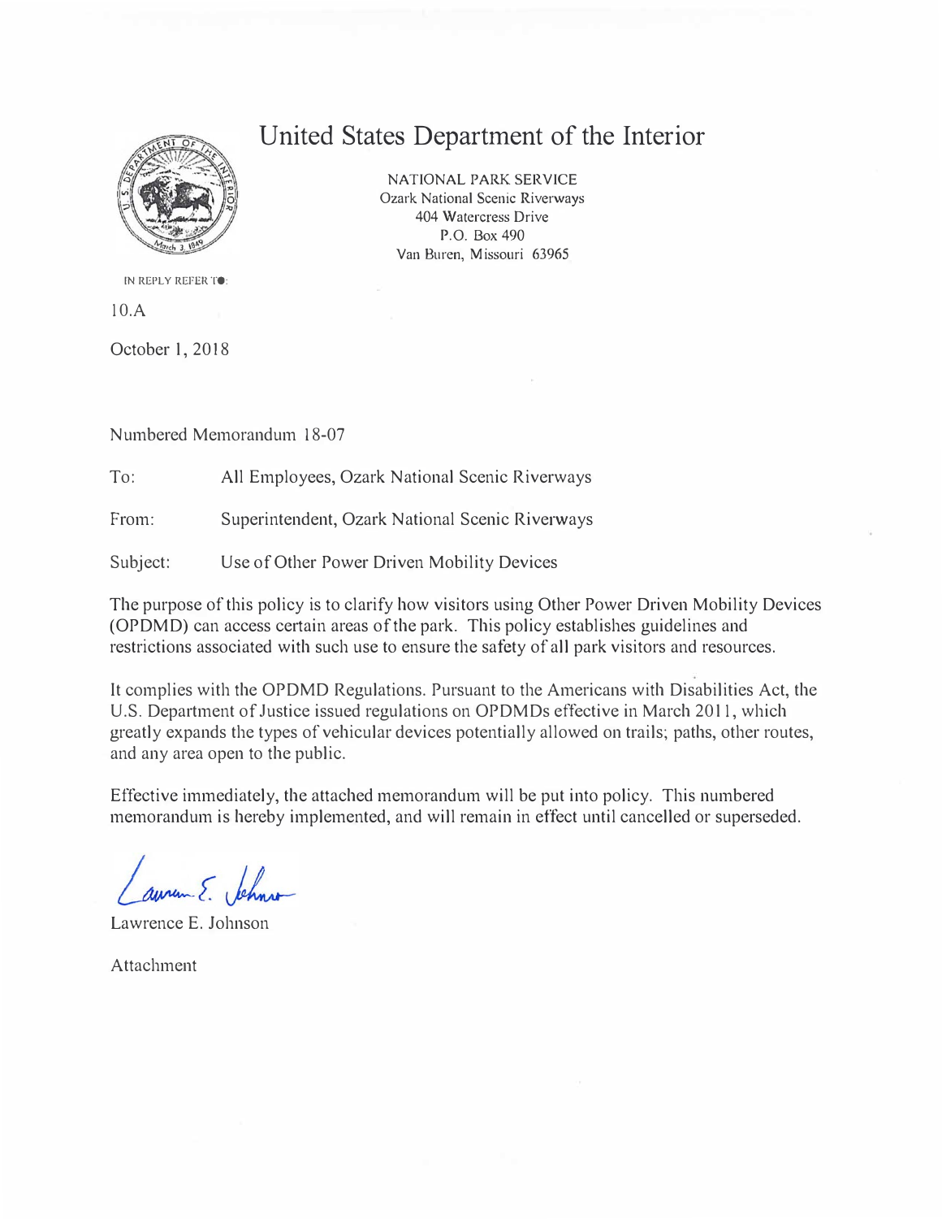# United States Department of the Interior

NATIONAL PARK SERVICE
Ozark National Scenic Riverways
404 Watercress Drive
P.O. Box 490
Van Buren, Missouri 63965

IN REPLY REFER TO:

10.A

October 1, 2018

Numbered Memorandum 18-07

To: All Employees, Ozark National Scenic Riverways

From: Superintendent, Ozark National Scenic Riverways

Subject: Use of Other Power Driven Mobility Devices

The purpose of this policy is to clarify how visitors using Other Power Driven Mobility Devices (OPDMD) can access certain areas of the park. This policy establishes guidelines and restrictions associated with such use to ensure the safety of all park visitors and resources.

It complies with the OPDMD Regulations. Pursuant to the Americans with Disabilities Act, the U.S. Department of Justice issued regulations on OPDMDs effective in March 2011, which greatly expands the types of vehicular devices potentially allowed on trails; paths, other routes, and any area open to the public.

Effective immediately, the attached memorandum will be put into policy. This numbered memorandum is hereby implemented, and will remain in effect until cancelled or superseded.

Lawrence E. Johnson

Attachment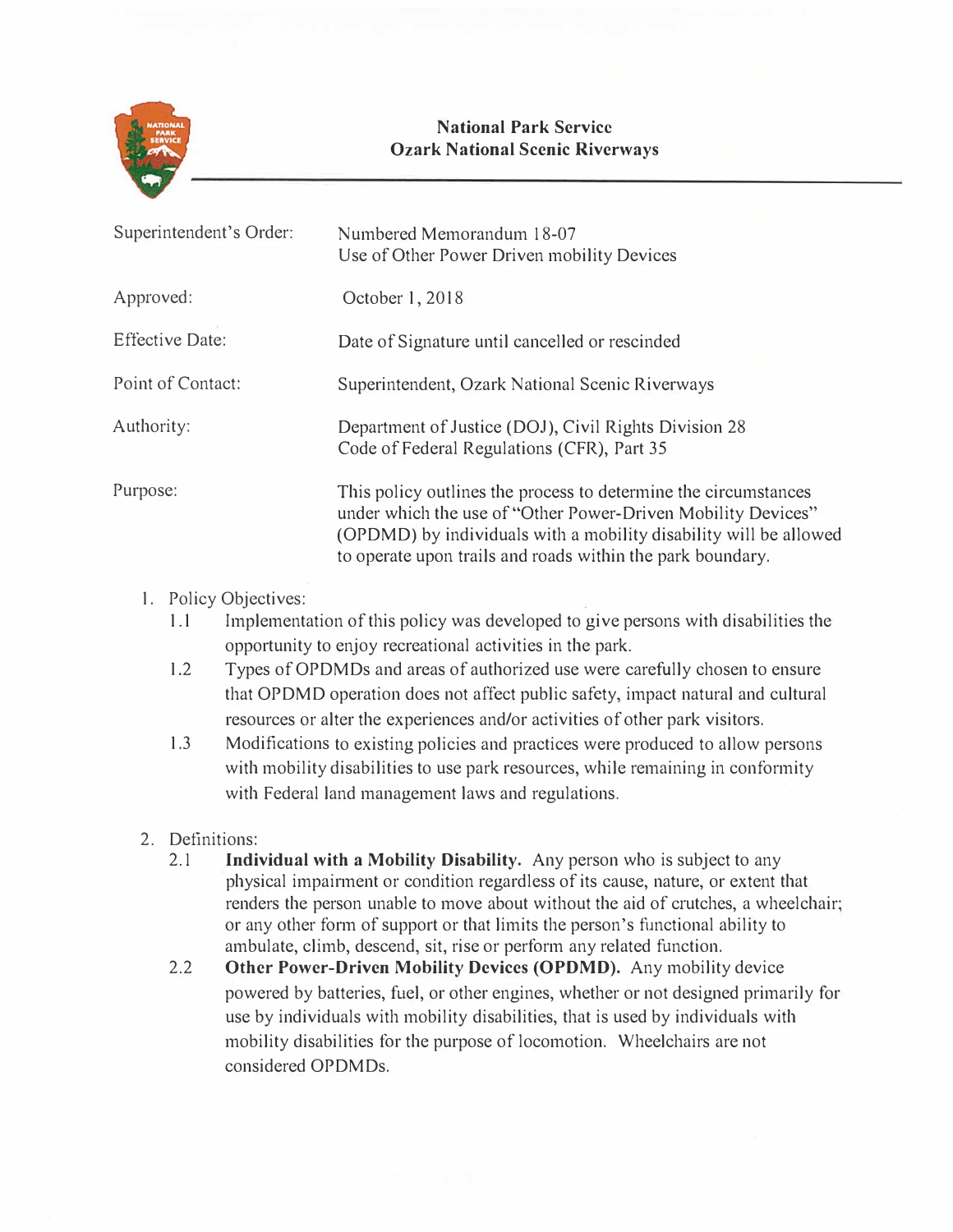**National Park Service**
**Ozark National Scenic Riverways**

| | |
|---|---|
| Superintendent's Order: | Numbered Memorandum 18-07<br>Use of Other Power Driven mobility Devices |
| Approved: | October 1, 2018 |
| Effective Date: | Date of Signature until cancelled or rescinded |
| Point of Contact: | Superintendent, Ozark National Scenic Riverways |
| Authority: | Department of Justice (DOJ), Civil Rights Division 28 Code of Federal Regulations (CFR), Part 35 |
| Purpose: | This policy outlines the process to determine the circumstances under which the use of "Other Power-Driven Mobility Devices" (OPDMD) by individuals with a mobility disability will be allowed to operate upon trails and roads within the park boundary. |

1. Policy Objectives:
   - 1.1 Implementation of this policy was developed to give persons with disabilities the opportunity to enjoy recreational activities in the park.
   - 1.2 Types of OPDMDs and areas of authorized use were carefully chosen to ensure that OPDMD operation does not affect public safety, impact natural and cultural resources or alter the experiences and/or activities of other park visitors.
   - 1.3 Modifications to existing policies and practices were produced to allow persons with mobility disabilities to use park resources, while remaining in conformity with Federal land management laws and regulations.

2. Definitions:
   - 2.1 **Individual with a Mobility Disability.** Any person who is subject to any physical impairment or condition regardless of its cause, nature, or extent that renders the person unable to move about without the aid of crutches, a wheelchair; or any other form of support or that limits the person's functional ability to ambulate, climb, descend, sit, rise or perform any related function.
   - 2.2 **Other Power-Driven Mobility Devices (OPDMD).** Any mobility device powered by batteries, fuel, or other engines, whether or not designed primarily for use by individuals with mobility disabilities, that is used by individuals with mobility disabilities for the purpose of locomotion. Wheelchairs are not considered OPDMDs.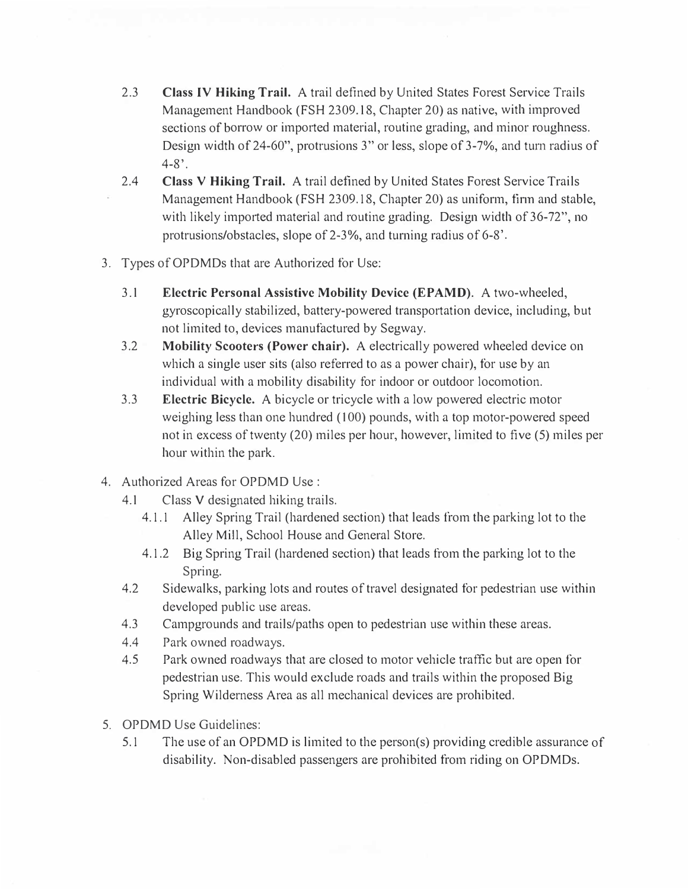2.3 **Class IV Hiking Trail.** A trail defined by United States Forest Service Trails Management Handbook (FSH 2309.18, Chapter 20) as native, with improved sections of borrow or imported material, routine grading, and minor roughness. Design width of 24-60", protrusions 3" or less, slope of 3-7%, and turn radius of 4-8'.

2.4 **Class V Hiking Trail.** A trail defined by United States Forest Service Trails Management Handbook (FSH 2309.18, Chapter 20) as uniform, firm and stable, with likely imported material and routine grading. Design width of 36-72", no protrusions/obstacles, slope of 2-3%, and turning radius of 6-8'.

3. Types of OPDMDs that are Authorized for Use:

   3.1 **Electric Personal Assistive Mobility Device (EPAMD).** A two-wheeled, gyroscopically stabilized, battery-powered transportation device, including, but not limited to, devices manufactured by Segway.

   3.2 **Mobility Scooters (Power chair).** A electrically powered wheeled device on which a single user sits (also referred to as a power chair), for use by an individual with a mobility disability for indoor or outdoor locomotion.

   3.3 **Electric Bicycle.** A bicycle or tricycle with a low powered electric motor weighing less than one hundred (100) pounds, with a top motor-powered speed not in excess of twenty (20) miles per hour, however, limited to five (5) miles per hour within the park.

4. Authorized Areas for OPDMD Use :

   4.1 Class V designated hiking trails.

      4.1.1 Alley Spring Trail (hardened section) that leads from the parking lot to the Alley Mill, School House and General Store.

      4.1.2 Big Spring Trail (hardened section) that leads from the parking lot to the Spring.

   4.2 Sidewalks, parking lots and routes of travel designated for pedestrian use within developed public use areas.

   4.3 Campgrounds and trails/paths open to pedestrian use within these areas.

   4.4 Park owned roadways.

   4.5 Park owned roadways that are closed to motor vehicle traffic but are open for pedestrian use. This would exclude roads and trails within the proposed Big Spring Wilderness Area as all mechanical devices are prohibited.

5. OPDMD Use Guidelines:

   5.1 The use of an OPDMD is limited to the person(s) providing credible assurance of disability. Non-disabled passengers are prohibited from riding on OPDMDs.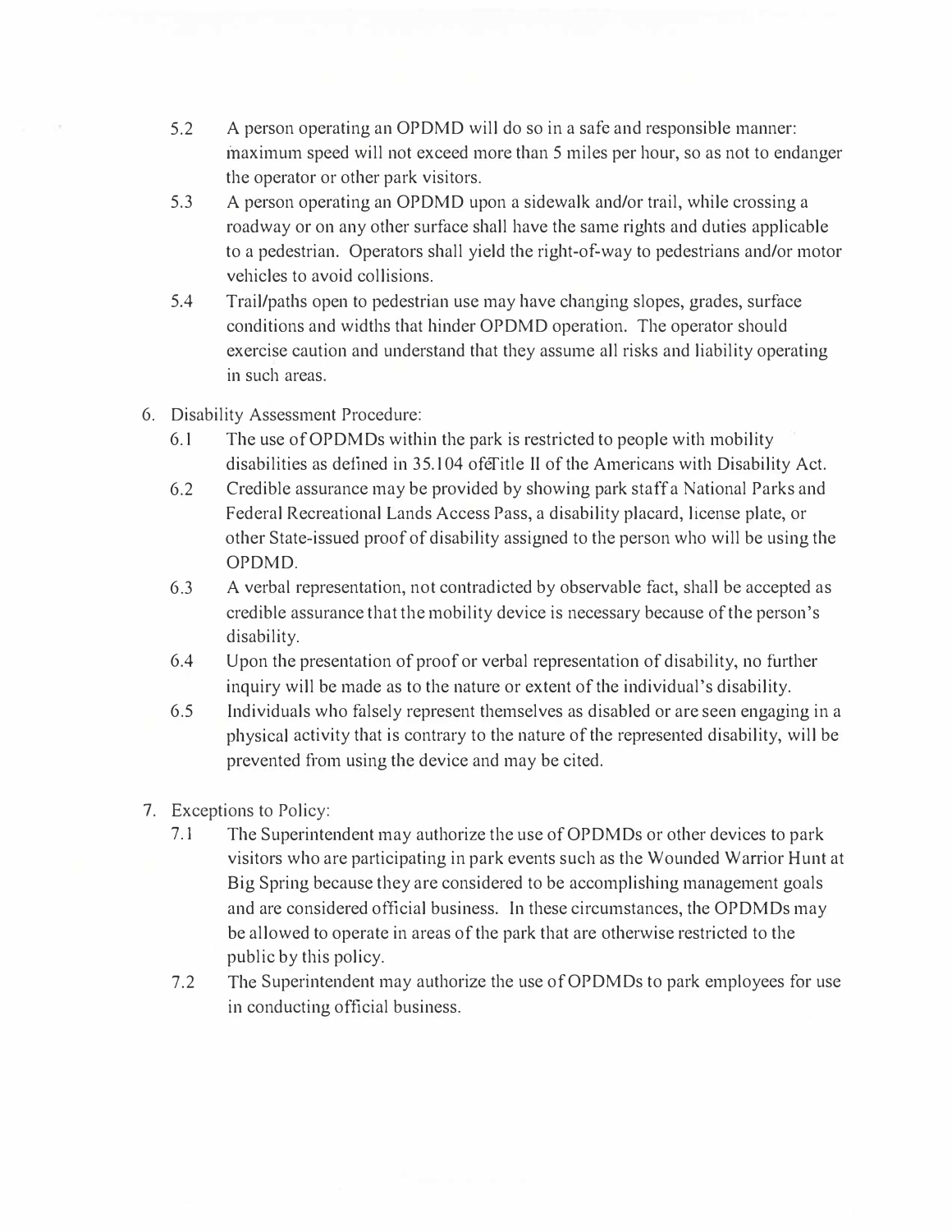5.2 A person operating an OPDMD will do so in a safe and responsible manner: maximum speed will not exceed more than 5 miles per hour, so as not to endanger the operator or other park visitors.

5.3 A person operating an OPDMD upon a sidewalk and/or trail, while crossing a roadway or on any other surface shall have the same rights and duties applicable to a pedestrian. Operators shall yield the right-of-way to pedestrians and/or motor vehicles to avoid collisions.

5.4 Trail/paths open to pedestrian use may have changing slopes, grades, surface conditions and widths that hinder OPDMD operation. The operator should exercise caution and understand that they assume all risks and liability operating in such areas.

6. Disability Assessment Procedure:

   6.1 The use of OPDMDs within the park is restricted to people with mobility disabilities as defined in 35.104 ofeTitle II of the Americans with Disability Act.

   6.2 Credible assurance may be provided by showing park staff a National Parks and Federal Recreational Lands Access Pass, a disability placard, license plate, or other State-issued proof of disability assigned to the person who will be using the OPDMD.

   6.3 A verbal representation, not contradicted by observable fact, shall be accepted as credible assurance that the mobility device is necessary because of the person's disability.

   6.4 Upon the presentation of proof or verbal representation of disability, no further inquiry will be made as to the nature or extent of the individual's disability.

   6.5 Individuals who falsely represent themselves as disabled or are seen engaging in a physical activity that is contrary to the nature of the represented disability, will be prevented from using the device and may be cited.

7. Exceptions to Policy:

   7.1 The Superintendent may authorize the use of OPDMDs or other devices to park visitors who are participating in park events such as the Wounded Warrior Hunt at Big Spring because they are considered to be accomplishing management goals and are considered official business. In these circumstances, the OPDMDs may be allowed to operate in areas of the park that are otherwise restricted to the public by this policy.

   7.2 The Superintendent may authorize the use of OPDMDs to park employees for use in conducting official business.